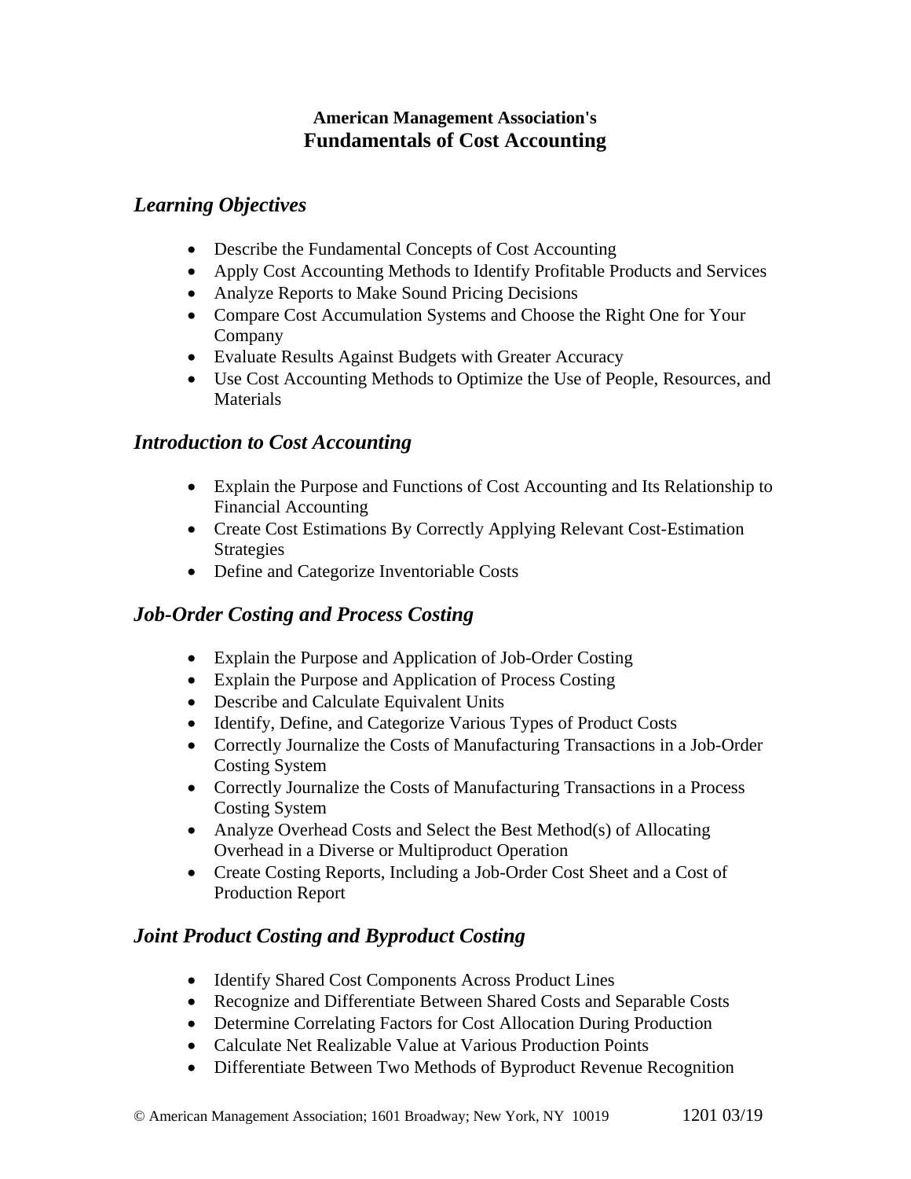**American Management Association's**
# Fundamentals of Cost Accounting

## *Learning Objectives*

- Describe the Fundamental Concepts of Cost Accounting
- Apply Cost Accounting Methods to Identify Profitable Products and Services
- Analyze Reports to Make Sound Pricing Decisions
- Compare Cost Accumulation Systems and Choose the Right One for Your Company
- Evaluate Results Against Budgets with Greater Accuracy
- Use Cost Accounting Methods to Optimize the Use of People, Resources, and Materials

## *Introduction to Cost Accounting*

- Explain the Purpose and Functions of Cost Accounting and Its Relationship to Financial Accounting
- Create Cost Estimations By Correctly Applying Relevant Cost-Estimation Strategies
- Define and Categorize Inventoriable Costs

## *Job-Order Costing and Process Costing*

- Explain the Purpose and Application of Job-Order Costing
- Explain the Purpose and Application of Process Costing
- Describe and Calculate Equivalent Units
- Identify, Define, and Categorize Various Types of Product Costs
- Correctly Journalize the Costs of Manufacturing Transactions in a Job-Order Costing System
- Correctly Journalize the Costs of Manufacturing Transactions in a Process Costing System
- Analyze Overhead Costs and Select the Best Method(s) of Allocating Overhead in a Diverse or Multiproduct Operation
- Create Costing Reports, Including a Job-Order Cost Sheet and a Cost of Production Report

## *Joint Product Costing and Byproduct Costing*

- Identify Shared Cost Components Across Product Lines
- Recognize and Differentiate Between Shared Costs and Separable Costs
- Determine Correlating Factors for Cost Allocation During Production
- Calculate Net Realizable Value at Various Production Points
- Differentiate Between Two Methods of Byproduct Revenue Recognition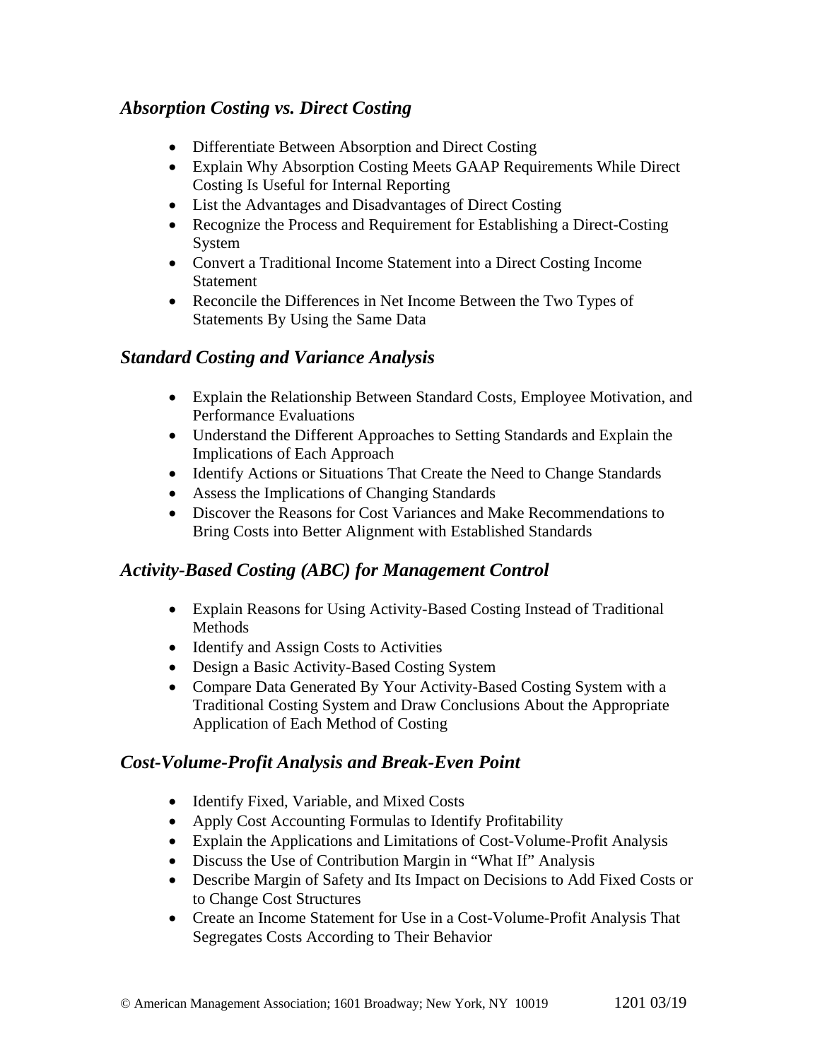### *Absorption Costing vs. Direct Costing*

- Differentiate Between Absorption and Direct Costing
- Explain Why Absorption Costing Meets GAAP Requirements While Direct Costing Is Useful for Internal Reporting
- List the Advantages and Disadvantages of Direct Costing
- Recognize the Process and Requirement for Establishing a Direct-Costing System
- Convert a Traditional Income Statement into a Direct Costing Income Statement
- Reconcile the Differences in Net Income Between the Two Types of Statements By Using the Same Data

### *Standard Costing and Variance Analysis*

- Explain the Relationship Between Standard Costs, Employee Motivation, and Performance Evaluations
- Understand the Different Approaches to Setting Standards and Explain the Implications of Each Approach
- Identify Actions or Situations That Create the Need to Change Standards
- Assess the Implications of Changing Standards
- Discover the Reasons for Cost Variances and Make Recommendations to Bring Costs into Better Alignment with Established Standards

### *Activity-Based Costing (ABC) for Management Control*

- Explain Reasons for Using Activity-Based Costing Instead of Traditional Methods
- Identify and Assign Costs to Activities
- Design a Basic Activity-Based Costing System
- Compare Data Generated By Your Activity-Based Costing System with a Traditional Costing System and Draw Conclusions About the Appropriate Application of Each Method of Costing

### *Cost-Volume-Profit Analysis and Break-Even Point*

- Identify Fixed, Variable, and Mixed Costs
- Apply Cost Accounting Formulas to Identify Profitability
- Explain the Applications and Limitations of Cost-Volume-Profit Analysis
- Discuss the Use of Contribution Margin in "What If" Analysis
- Describe Margin of Safety and Its Impact on Decisions to Add Fixed Costs or to Change Cost Structures
- Create an Income Statement for Use in a Cost-Volume-Profit Analysis That Segregates Costs According to Their Behavior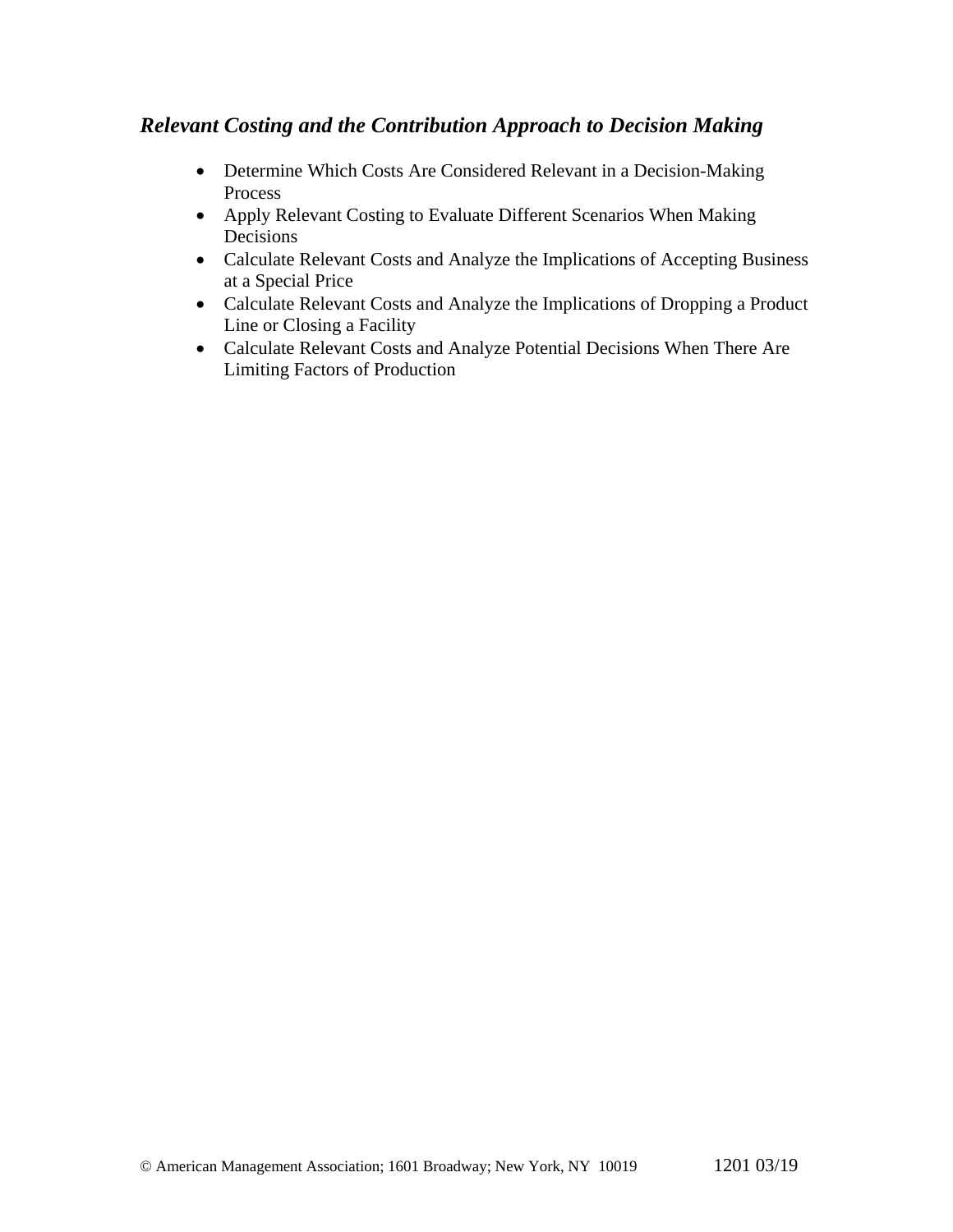## *Relevant Costing and the Contribution Approach to Decision Making*

- Determine Which Costs Are Considered Relevant in a Decision-Making Process
- Apply Relevant Costing to Evaluate Different Scenarios When Making Decisions
- Calculate Relevant Costs and Analyze the Implications of Accepting Business at a Special Price
- Calculate Relevant Costs and Analyze the Implications of Dropping a Product Line or Closing a Facility
- Calculate Relevant Costs and Analyze Potential Decisions When There Are Limiting Factors of Production